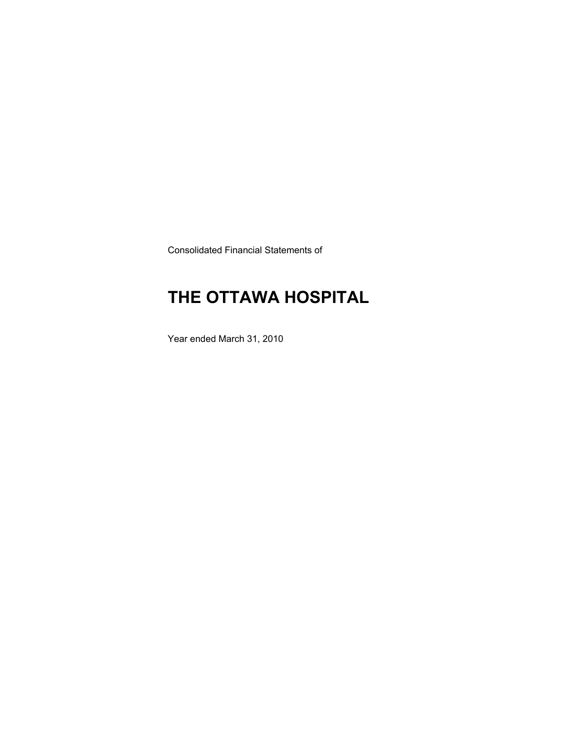Consolidated Financial Statements of

# THE OTTAWA HOSPITAL

Year ended March 31, 2010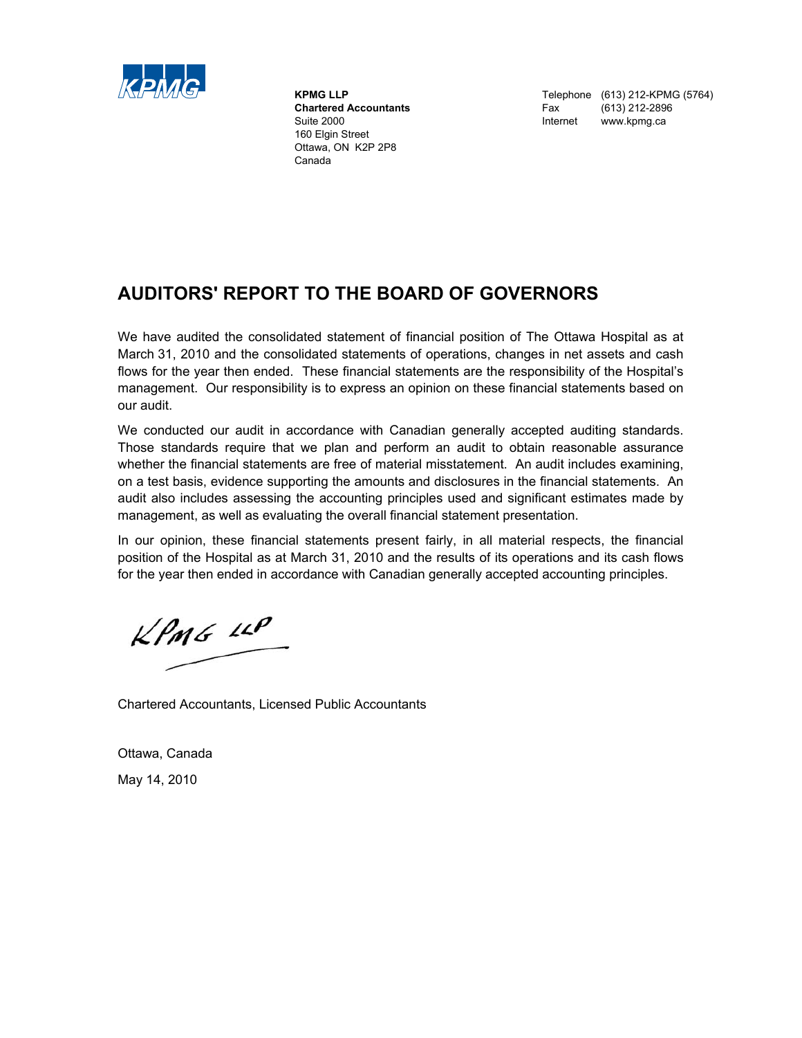**KPMG LLP**
**Chartered Accountants**
Suite 2000
160 Elgin Street
Ottawa, ON K2P 2P8
Canada

Telephone (613) 212-KPMG (5764)
Fax (613) 212-2896
Internet www.kpmg.ca

# AUDITORS' REPORT TO THE BOARD OF GOVERNORS

We have audited the consolidated statement of financial position of The Ottawa Hospital as at March 31, 2010 and the consolidated statements of operations, changes in net assets and cash flows for the year then ended. These financial statements are the responsibility of the Hospital's management. Our responsibility is to express an opinion on these financial statements based on our audit.

We conducted our audit in accordance with Canadian generally accepted auditing standards. Those standards require that we plan and perform an audit to obtain reasonable assurance whether the financial statements are free of material misstatement. An audit includes examining, on a test basis, evidence supporting the amounts and disclosures in the financial statements. An audit also includes assessing the accounting principles used and significant estimates made by management, as well as evaluating the overall financial statement presentation.

In our opinion, these financial statements present fairly, in all material respects, the financial position of the Hospital as at March 31, 2010 and the results of its operations and its cash flows for the year then ended in accordance with Canadian generally accepted accounting principles.

KPMG LLP

Chartered Accountants, Licensed Public Accountants

Ottawa, Canada

May 14, 2010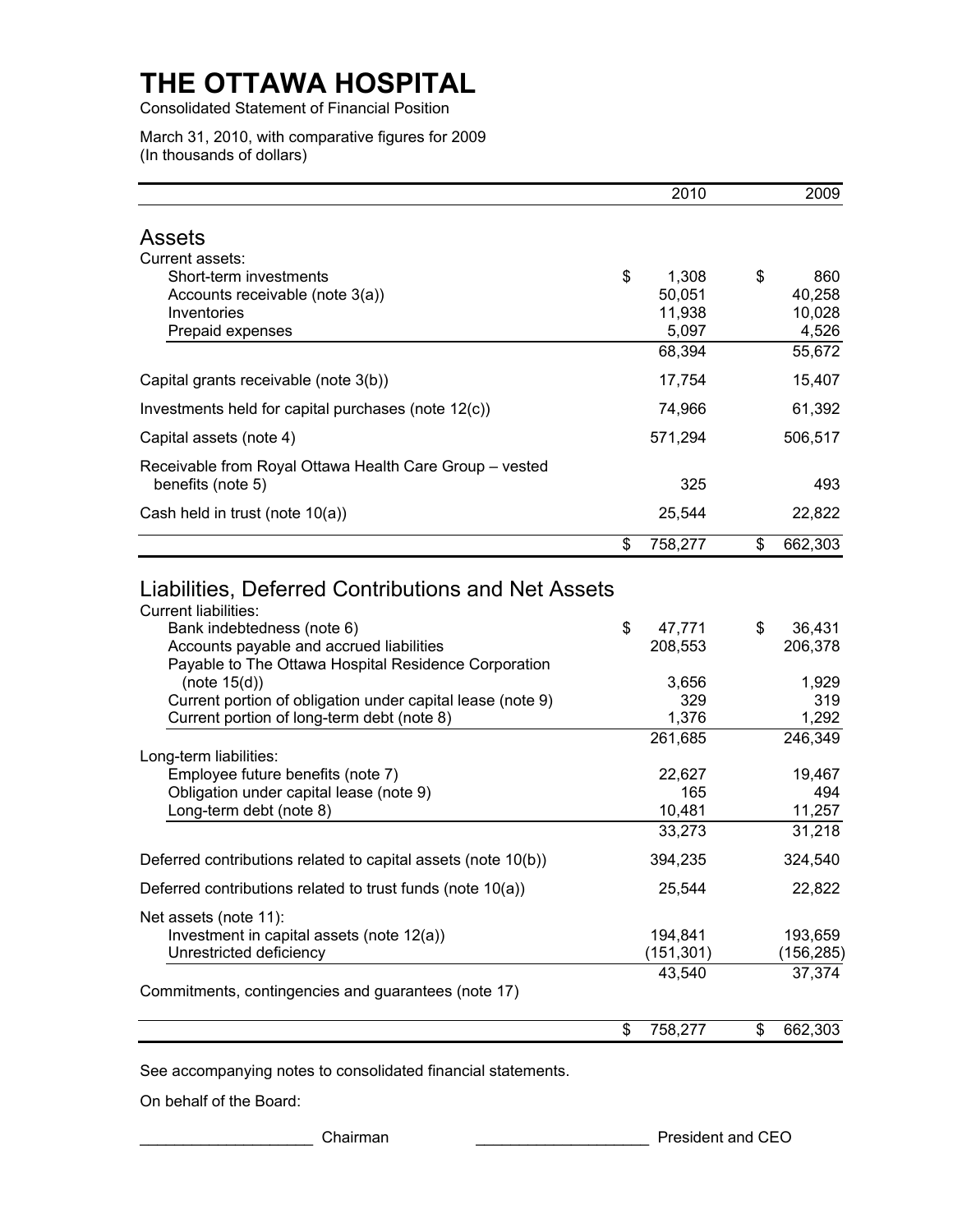# THE OTTAWA HOSPITAL

Consolidated Statement of Financial Position

March 31, 2010, with comparative figures for 2009
(In thousands of dollars)

| | 2010 | 2009 |
|---|---|---|
| **Assets** | | |
| Current assets: | | |
| Short-term investments | $ 1,308 | $ 860 |
| Accounts receivable (note 3(a)) | 50,051 | 40,258 |
| Inventories | 11,938 | 10,028 |
| Prepaid expenses | 5,097 | 4,526 |
| | 68,394 | 55,672 |
| Capital grants receivable (note 3(b)) | 17,754 | 15,407 |
| Investments held for capital purchases (note 12(c)) | 74,966 | 61,392 |
| Capital assets (note 4) | 571,294 | 506,517 |
| Receivable from Royal Ottawa Health Care Group – vested benefits (note 5) | 325 | 493 |
| Cash held in trust (note 10(a)) | 25,544 | 22,822 |
| | $ 758,277 | $ 662,303 |
| **Liabilities, Deferred Contributions and Net Assets** | | |
| Current liabilities: | | |
| Bank indebtedness (note 6) | $ 47,771 | $ 36,431 |
| Accounts payable and accrued liabilities | 208,553 | 206,378 |
| Payable to The Ottawa Hospital Residence Corporation (note 15(d)) | 3,656 | 1,929 |
| Current portion of obligation under capital lease (note 9) | 329 | 319 |
| Current portion of long-term debt (note 8) | 1,376 | 1,292 |
| | 261,685 | 246,349 |
| Long-term liabilities: | | |
| Employee future benefits (note 7) | 22,627 | 19,467 |
| Obligation under capital lease (note 9) | 165 | 494 |
| Long-term debt (note 8) | 10,481 | 11,257 |
| | 33,273 | 31,218 |
| Deferred contributions related to capital assets (note 10(b)) | 394,235 | 324,540 |
| Deferred contributions related to trust funds (note 10(a)) | 25,544 | 22,822 |
| Net assets (note 11): | | |
| Investment in capital assets (note 12(a)) | 194,841 | 193,659 |
| Unrestricted deficiency | (151,301) | (156,285) |
| | 43,540 | 37,374 |
| Commitments, contingencies and guarantees (note 17) | | |
| | $ 758,277 | $ 662,303 |

See accompanying notes to consolidated financial statements.

On behalf of the Board:

____________________ Chairman ____________________ President and CEO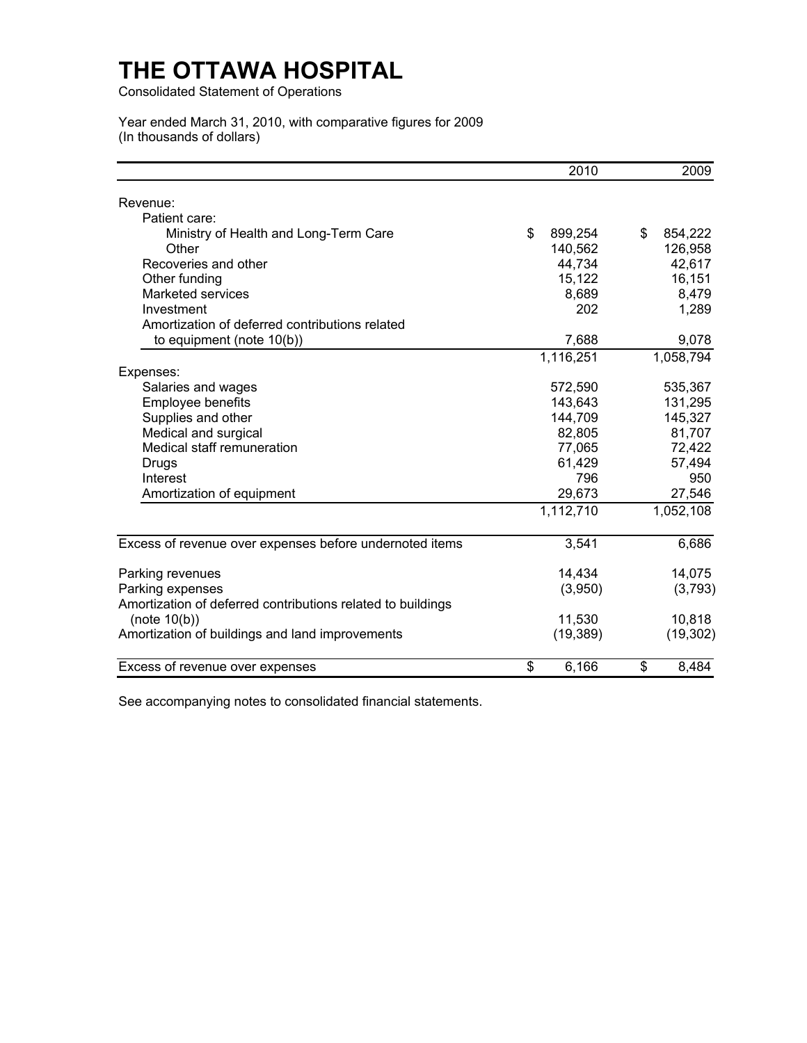# THE OTTAWA HOSPITAL

Consolidated Statement of Operations

Year ended March 31, 2010, with comparative figures for 2009
(In thousands of dollars)

| | 2010 | 2009 |
|---|---|---|
| Revenue: | | |
| Patient care: | | |
| Ministry of Health and Long-Term Care | $ 899,254 | $ 854,222 |
| Other | 140,562 | 126,958 |
| Recoveries and other | 44,734 | 42,617 |
| Other funding | 15,122 | 16,151 |
| Marketed services | 8,689 | 8,479 |
| Investment | 202 | 1,289 |
| Amortization of deferred contributions related to equipment (note 10(b)) | 7,688 | 9,078 |
| | 1,116,251 | 1,058,794 |
| Expenses: | | |
| Salaries and wages | 572,590 | 535,367 |
| Employee benefits | 143,643 | 131,295 |
| Supplies and other | 144,709 | 145,327 |
| Medical and surgical | 82,805 | 81,707 |
| Medical staff remuneration | 77,065 | 72,422 |
| Drugs | 61,429 | 57,494 |
| Interest | 796 | 950 |
| Amortization of equipment | 29,673 | 27,546 |
| | 1,112,710 | 1,052,108 |
| Excess of revenue over expenses before undernoted items | 3,541 | 6,686 |
| Parking revenues | 14,434 | 14,075 |
| Parking expenses | (3,950) | (3,793) |
| Amortization of deferred contributions related to buildings (note 10(b)) | 11,530 | 10,818 |
| Amortization of buildings and land improvements | (19,389) | (19,302) |
| Excess of revenue over expenses | $ 6,166 | $ 8,484 |

See accompanying notes to consolidated financial statements.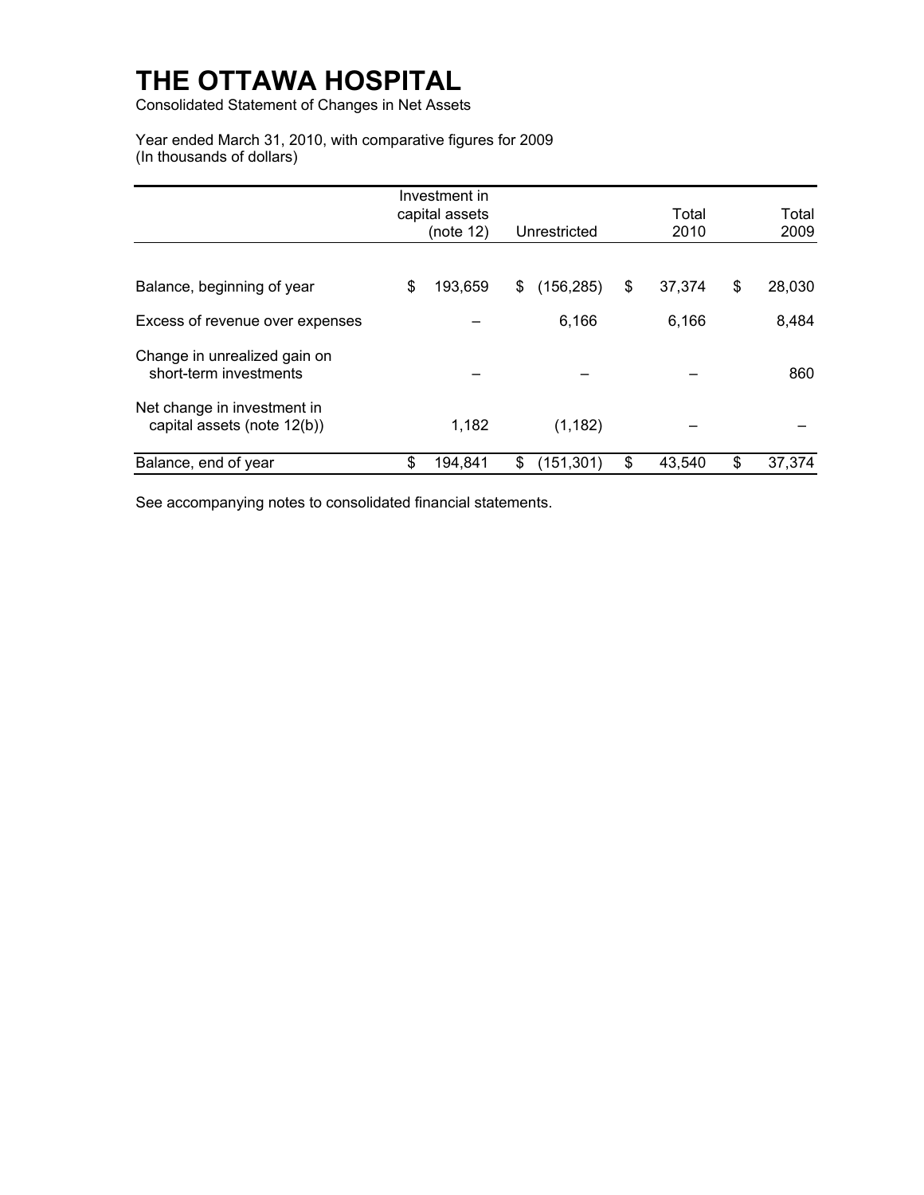# THE OTTAWA HOSPITAL

Consolidated Statement of Changes in Net Assets

Year ended March 31, 2010, with comparative figures for 2009
(In thousands of dollars)

| | Investment in capital assets (note 12) | Unrestricted | Total 2010 | Total 2009 |
|---|---|---|---|---|
| Balance, beginning of year | $ 193,659 | $ (156,285) | $ 37,374 | $ 28,030 |
| Excess of revenue over expenses | – | 6,166 | 6,166 | 8,484 |
| Change in unrealized gain on short-term investments | – | – | – | 860 |
| Net change in investment in capital assets (note 12(b)) | 1,182 | (1,182) | – | – |
| Balance, end of year | $ 194,841 | $ (151,301) | $ 43,540 | $ 37,374 |

See accompanying notes to consolidated financial statements.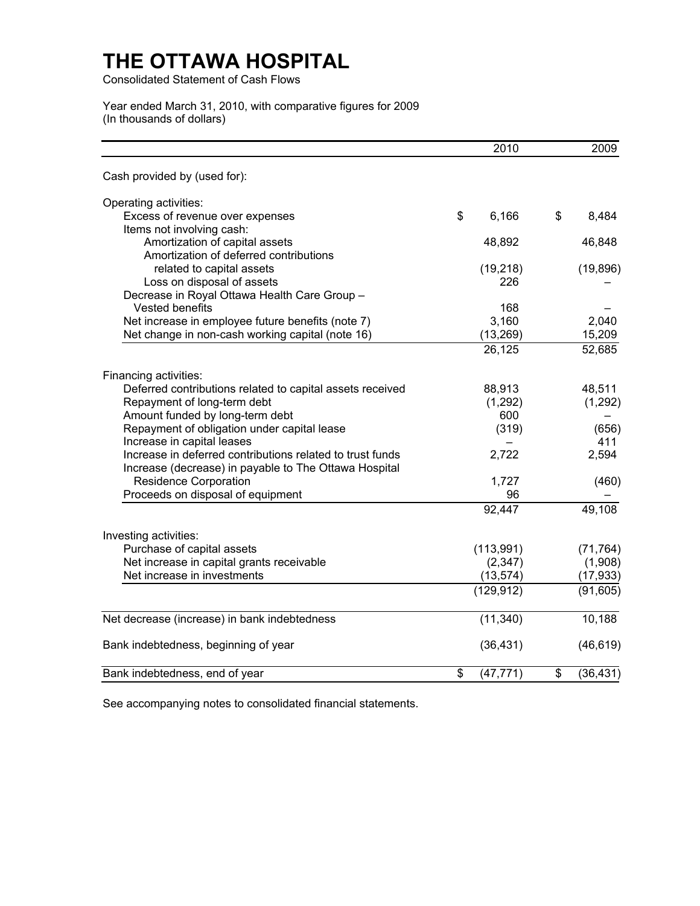# THE OTTAWA HOSPITAL

Consolidated Statement of Cash Flows

Year ended March 31, 2010, with comparative figures for 2009
(In thousands of dollars)

| | 2010 | 2009 |
|---|---|---|
| Cash provided by (used for): | | |
| Operating activities: | | |
| Excess of revenue over expenses | $ 6,166 | $ 8,484 |
| Items not involving cash: | | |
| Amortization of capital assets | 48,892 | 46,848 |
| Amortization of deferred contributions related to capital assets | (19,218) | (19,896) |
| Loss on disposal of assets | 226 | – |
| Decrease in Royal Ottawa Health Care Group – Vested benefits | 168 | – |
| Net increase in employee future benefits (note 7) | 3,160 | 2,040 |
| Net change in non-cash working capital (note 16) | (13,269) | 15,209 |
| | 26,125 | 52,685 |
| Financing activities: | | |
| Deferred contributions related to capital assets received | 88,913 | 48,511 |
| Repayment of long-term debt | (1,292) | (1,292) |
| Amount funded by long-term debt | 600 | – |
| Repayment of obligation under capital lease | (319) | (656) |
| Increase in capital leases | – | 411 |
| Increase in deferred contributions related to trust funds | 2,722 | 2,594 |
| Increase (decrease) in payable to The Ottawa Hospital Residence Corporation | 1,727 | (460) |
| Proceeds on disposal of equipment | 96 | – |
| | 92,447 | 49,108 |
| Investing activities: | | |
| Purchase of capital assets | (113,991) | (71,764) |
| Net increase in capital grants receivable | (2,347) | (1,908) |
| Net increase in investments | (13,574) | (17,933) |
| | (129,912) | (91,605) |
| Net decrease (increase) in bank indebtedness | (11,340) | 10,188 |
| Bank indebtedness, beginning of year | (36,431) | (46,619) |
| Bank indebtedness, end of year | $ (47,771) | $ (36,431) |

See accompanying notes to consolidated financial statements.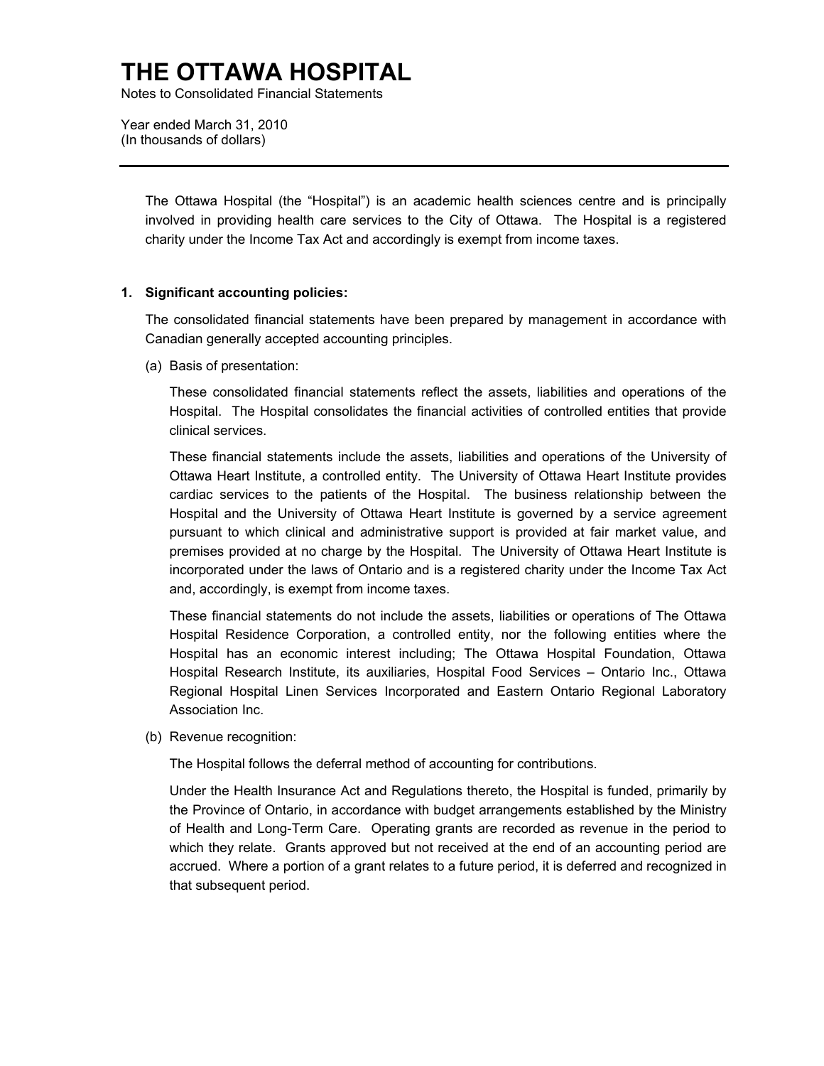The Ottawa Hospital (the "Hospital") is an academic health sciences centre and is principally involved in providing health care services to the City of Ottawa. The Hospital is a registered charity under the Income Tax Act and accordingly is exempt from income taxes.

## 1. Significant accounting policies:

The consolidated financial statements have been prepared by management in accordance with Canadian generally accepted accounting principles.

(a) Basis of presentation:

These consolidated financial statements reflect the assets, liabilities and operations of the Hospital. The Hospital consolidates the financial activities of controlled entities that provide clinical services.

These financial statements include the assets, liabilities and operations of the University of Ottawa Heart Institute, a controlled entity. The University of Ottawa Heart Institute provides cardiac services to the patients of the Hospital. The business relationship between the Hospital and the University of Ottawa Heart Institute is governed by a service agreement pursuant to which clinical and administrative support is provided at fair market value, and premises provided at no charge by the Hospital. The University of Ottawa Heart Institute is incorporated under the laws of Ontario and is a registered charity under the Income Tax Act and, accordingly, is exempt from income taxes.

These financial statements do not include the assets, liabilities or operations of The Ottawa Hospital Residence Corporation, a controlled entity, nor the following entities where the Hospital has an economic interest including; The Ottawa Hospital Foundation, Ottawa Hospital Research Institute, its auxiliaries, Hospital Food Services – Ontario Inc., Ottawa Regional Hospital Linen Services Incorporated and Eastern Ontario Regional Laboratory Association Inc.

(b) Revenue recognition:

The Hospital follows the deferral method of accounting for contributions.

Under the Health Insurance Act and Regulations thereto, the Hospital is funded, primarily by the Province of Ontario, in accordance with budget arrangements established by the Ministry of Health and Long-Term Care. Operating grants are recorded as revenue in the period to which they relate. Grants approved but not received at the end of an accounting period are accrued. Where a portion of a grant relates to a future period, it is deferred and recognized in that subsequent period.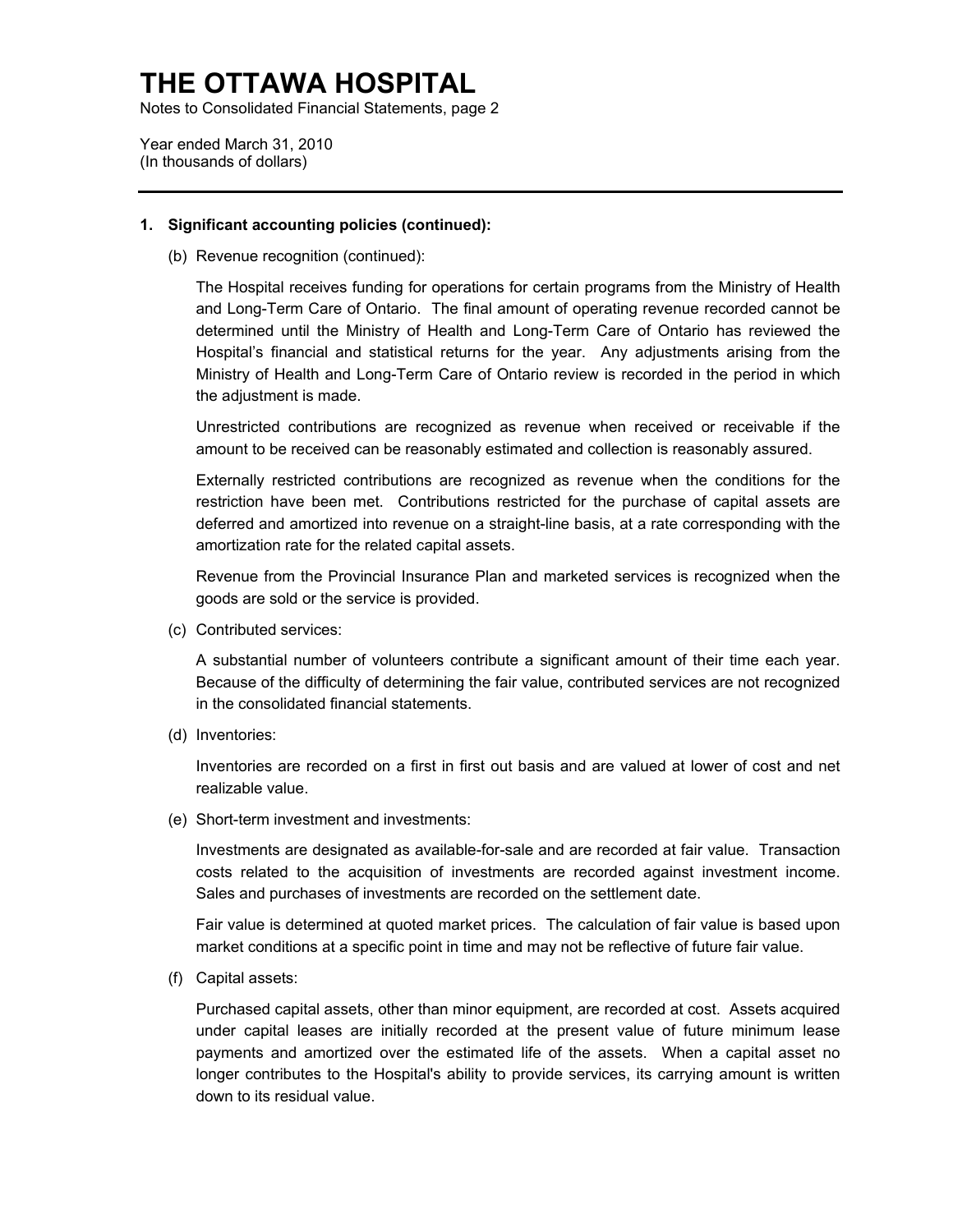# THE OTTAWA HOSPITAL

Notes to Consolidated Financial Statements, page 2

Year ended March 31, 2010
(In thousands of dollars)

---

**1. Significant accounting policies (continued):**

(b) Revenue recognition (continued):

The Hospital receives funding for operations for certain programs from the Ministry of Health and Long-Term Care of Ontario. The final amount of operating revenue recorded cannot be determined until the Ministry of Health and Long-Term Care of Ontario has reviewed the Hospital's financial and statistical returns for the year. Any adjustments arising from the Ministry of Health and Long-Term Care of Ontario review is recorded in the period in which the adjustment is made.

Unrestricted contributions are recognized as revenue when received or receivable if the amount to be received can be reasonably estimated and collection is reasonably assured.

Externally restricted contributions are recognized as revenue when the conditions for the restriction have been met. Contributions restricted for the purchase of capital assets are deferred and amortized into revenue on a straight-line basis, at a rate corresponding with the amortization rate for the related capital assets.

Revenue from the Provincial Insurance Plan and marketed services is recognized when the goods are sold or the service is provided.

(c) Contributed services:

A substantial number of volunteers contribute a significant amount of their time each year. Because of the difficulty of determining the fair value, contributed services are not recognized in the consolidated financial statements.

(d) Inventories:

Inventories are recorded on a first in first out basis and are valued at lower of cost and net realizable value.

(e) Short-term investment and investments:

Investments are designated as available-for-sale and are recorded at fair value. Transaction costs related to the acquisition of investments are recorded against investment income. Sales and purchases of investments are recorded on the settlement date.

Fair value is determined at quoted market prices. The calculation of fair value is based upon market conditions at a specific point in time and may not be reflective of future fair value.

(f) Capital assets:

Purchased capital assets, other than minor equipment, are recorded at cost. Assets acquired under capital leases are initially recorded at the present value of future minimum lease payments and amortized over the estimated life of the assets. When a capital asset no longer contributes to the Hospital's ability to provide services, its carrying amount is written down to its residual value.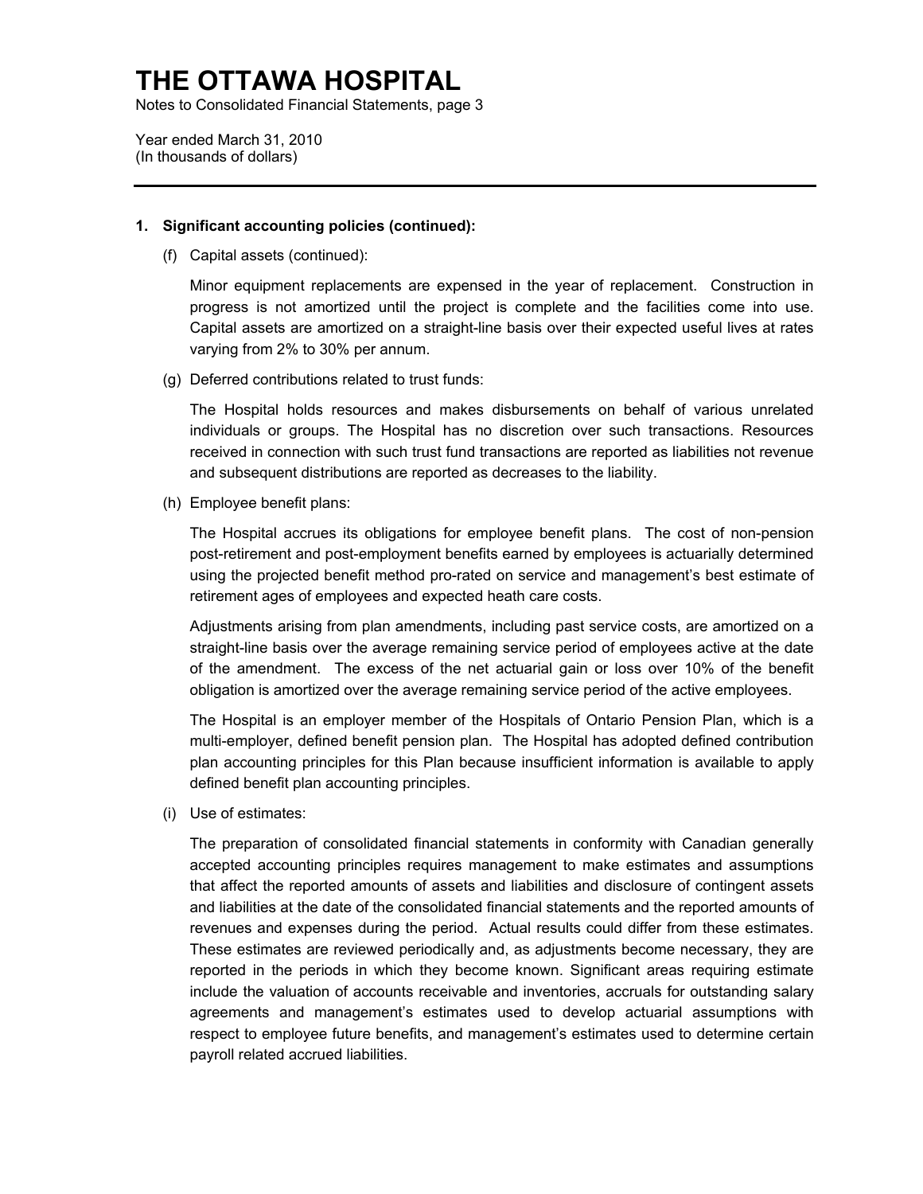# THE OTTAWA HOSPITAL

Notes to Consolidated Financial Statements, page 3

Year ended March 31, 2010
(In thousands of dollars)

**1. Significant accounting policies (continued):**

(f) Capital assets (continued):

Minor equipment replacements are expensed in the year of replacement. Construction in progress is not amortized until the project is complete and the facilities come into use. Capital assets are amortized on a straight-line basis over their expected useful lives at rates varying from 2% to 30% per annum.

(g) Deferred contributions related to trust funds:

The Hospital holds resources and makes disbursements on behalf of various unrelated individuals or groups. The Hospital has no discretion over such transactions. Resources received in connection with such trust fund transactions are reported as liabilities not revenue and subsequent distributions are reported as decreases to the liability.

(h) Employee benefit plans:

The Hospital accrues its obligations for employee benefit plans. The cost of non-pension post-retirement and post-employment benefits earned by employees is actuarially determined using the projected benefit method pro-rated on service and management's best estimate of retirement ages of employees and expected heath care costs.

Adjustments arising from plan amendments, including past service costs, are amortized on a straight-line basis over the average remaining service period of employees active at the date of the amendment. The excess of the net actuarial gain or loss over 10% of the benefit obligation is amortized over the average remaining service period of the active employees.

The Hospital is an employer member of the Hospitals of Ontario Pension Plan, which is a multi-employer, defined benefit pension plan. The Hospital has adopted defined contribution plan accounting principles for this Plan because insufficient information is available to apply defined benefit plan accounting principles.

(i) Use of estimates:

The preparation of consolidated financial statements in conformity with Canadian generally accepted accounting principles requires management to make estimates and assumptions that affect the reported amounts of assets and liabilities and disclosure of contingent assets and liabilities at the date of the consolidated financial statements and the reported amounts of revenues and expenses during the period. Actual results could differ from these estimates. These estimates are reviewed periodically and, as adjustments become necessary, they are reported in the periods in which they become known. Significant areas requiring estimate include the valuation of accounts receivable and inventories, accruals for outstanding salary agreements and management's estimates used to develop actuarial assumptions with respect to employee future benefits, and management's estimates used to determine certain payroll related accrued liabilities.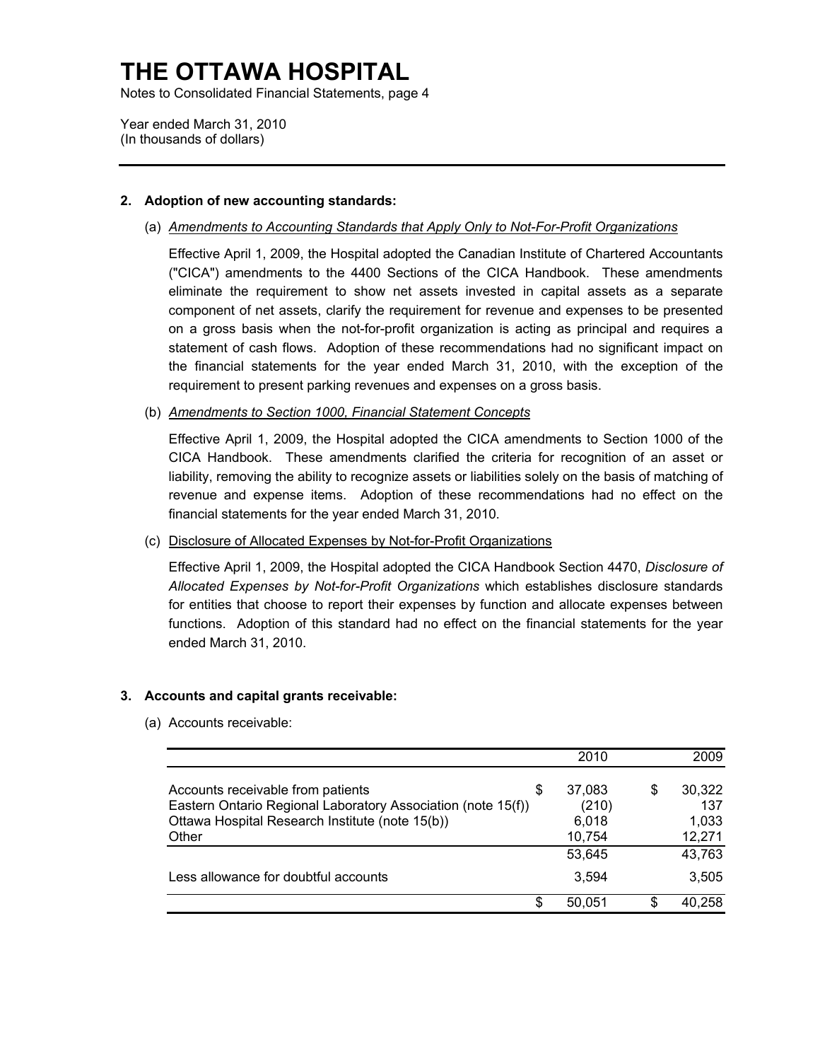## 2. Adoption of new accounting standards:

(a) *Amendments to Accounting Standards that Apply Only to Not-For-Profit Organizations*

Effective April 1, 2009, the Hospital adopted the Canadian Institute of Chartered Accountants ("CICA") amendments to the 4400 Sections of the CICA Handbook. These amendments eliminate the requirement to show net assets invested in capital assets as a separate component of net assets, clarify the requirement for revenue and expenses to be presented on a gross basis when the not-for-profit organization is acting as principal and requires a statement of cash flows. Adoption of these recommendations had no significant impact on the financial statements for the year ended March 31, 2010, with the exception of the requirement to present parking revenues and expenses on a gross basis.

(b) *Amendments to Section 1000, Financial Statement Concepts*

Effective April 1, 2009, the Hospital adopted the CICA amendments to Section 1000 of the CICA Handbook. These amendments clarified the criteria for recognition of an asset or liability, removing the ability to recognize assets or liabilities solely on the basis of matching of revenue and expense items. Adoption of these recommendations had no effect on the financial statements for the year ended March 31, 2010.

(c) Disclosure of Allocated Expenses by Not-for-Profit Organizations

Effective April 1, 2009, the Hospital adopted the CICA Handbook Section 4470, *Disclosure of Allocated Expenses by Not-for-Profit Organizations* which establishes disclosure standards for entities that choose to report their expenses by function and allocate expenses between functions. Adoption of this standard had no effect on the financial statements for the year ended March 31, 2010.

## 3. Accounts and capital grants receivable:

(a) Accounts receivable:

| | 2010 | 2009 |
|---|---|---|
| Accounts receivable from patients | $ 37,083 | $ 30,322 |
| Eastern Ontario Regional Laboratory Association (note 15(f)) | (210) | 137 |
| Ottawa Hospital Research Institute (note 15(b)) | 6,018 | 1,033 |
| Other | 10,754 | 12,271 |
| | 53,645 | 43,763 |
| Less allowance for doubtful accounts | 3,594 | 3,505 |
| | $ 50,051 | $ 40,258 |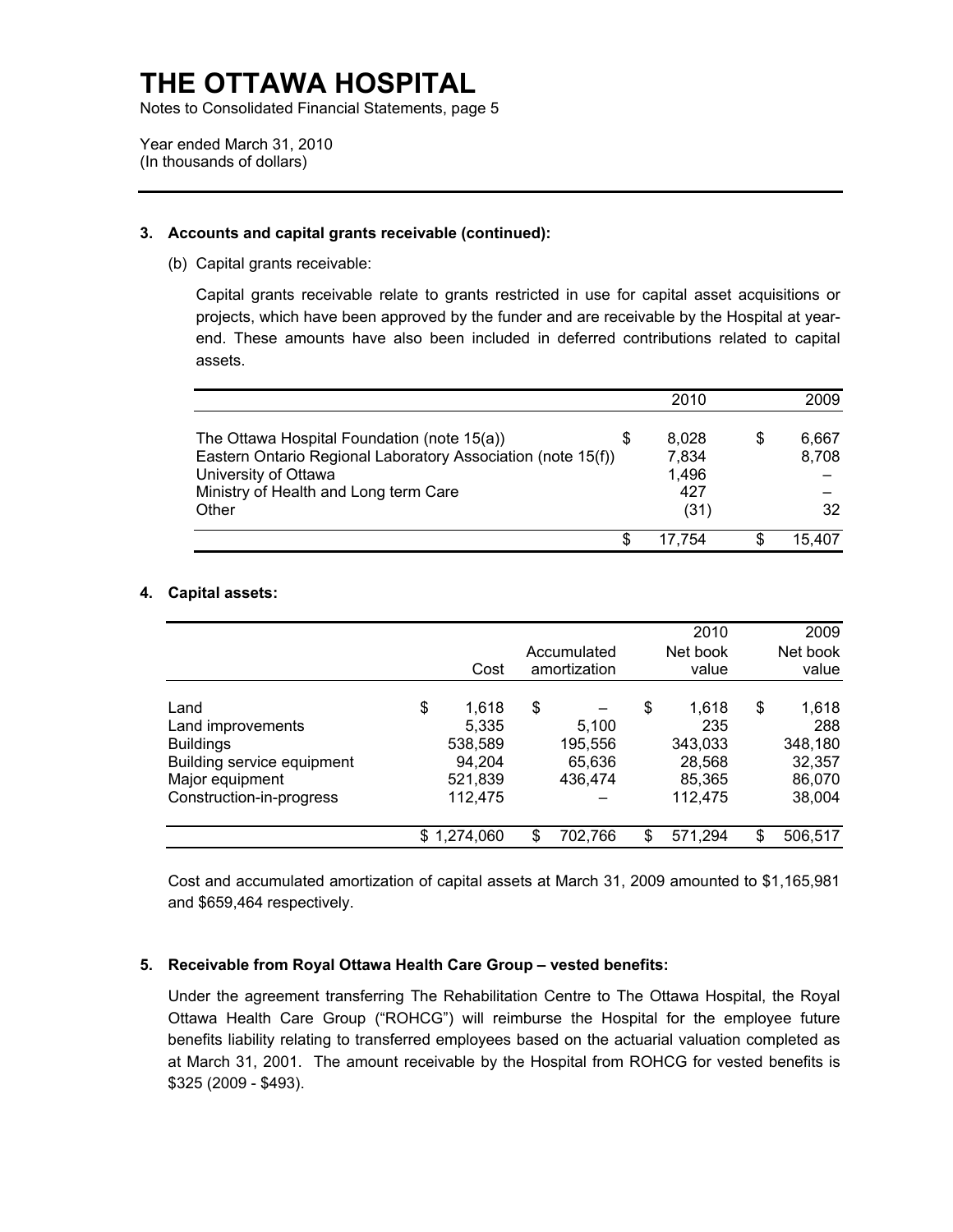# THE OTTAWA HOSPITAL

Notes to Consolidated Financial Statements, page 5

Year ended March 31, 2010
(In thousands of dollars)

---

**3. Accounts and capital grants receivable (continued):**

(b) Capital grants receivable:

Capital grants receivable relate to grants restricted in use for capital asset acquisitions or projects, which have been approved by the funder and are receivable by the Hospital at year-end. These amounts have also been included in deferred contributions related to capital assets.

| | 2010 | 2009 |
|---|---|---|
| The Ottawa Hospital Foundation (note 15(a)) | $ 8,028 | $ 6,667 |
| Eastern Ontario Regional Laboratory Association (note 15(f)) | 7,834 | 8,708 |
| University of Ottawa | 1,496 | – |
| Ministry of Health and Long term Care | 427 | – |
| Other | (31) | 32 |
| | $ 17,754 | $ 15,407 |

**4. Capital assets:**

| | Cost | Accumulated amortization | 2010 Net book value | 2009 Net book value |
|---|---|---|---|---|
| Land | $ 1,618 | $ – | $ 1,618 | $ 1,618 |
| Land improvements | 5,335 | 5,100 | 235 | 288 |
| Buildings | 538,589 | 195,556 | 343,033 | 348,180 |
| Building service equipment | 94,204 | 65,636 | 28,568 | 32,357 |
| Major equipment | 521,839 | 436,474 | 85,365 | 86,070 |
| Construction-in-progress | 112,475 | – | 112,475 | 38,004 |
| | $ 1,274,060 | $ 702,766 | $ 571,294 | $ 506,517 |

Cost and accumulated amortization of capital assets at March 31, 2009 amounted to $1,165,981 and $659,464 respectively.

**5. Receivable from Royal Ottawa Health Care Group – vested benefits:**

Under the agreement transferring The Rehabilitation Centre to The Ottawa Hospital, the Royal Ottawa Health Care Group ("ROHCG") will reimburse the Hospital for the employee future benefits liability relating to transferred employees based on the actuarial valuation completed as at March 31, 2001. The amount receivable by the Hospital from ROHCG for vested benefits is $325 (2009 - $493).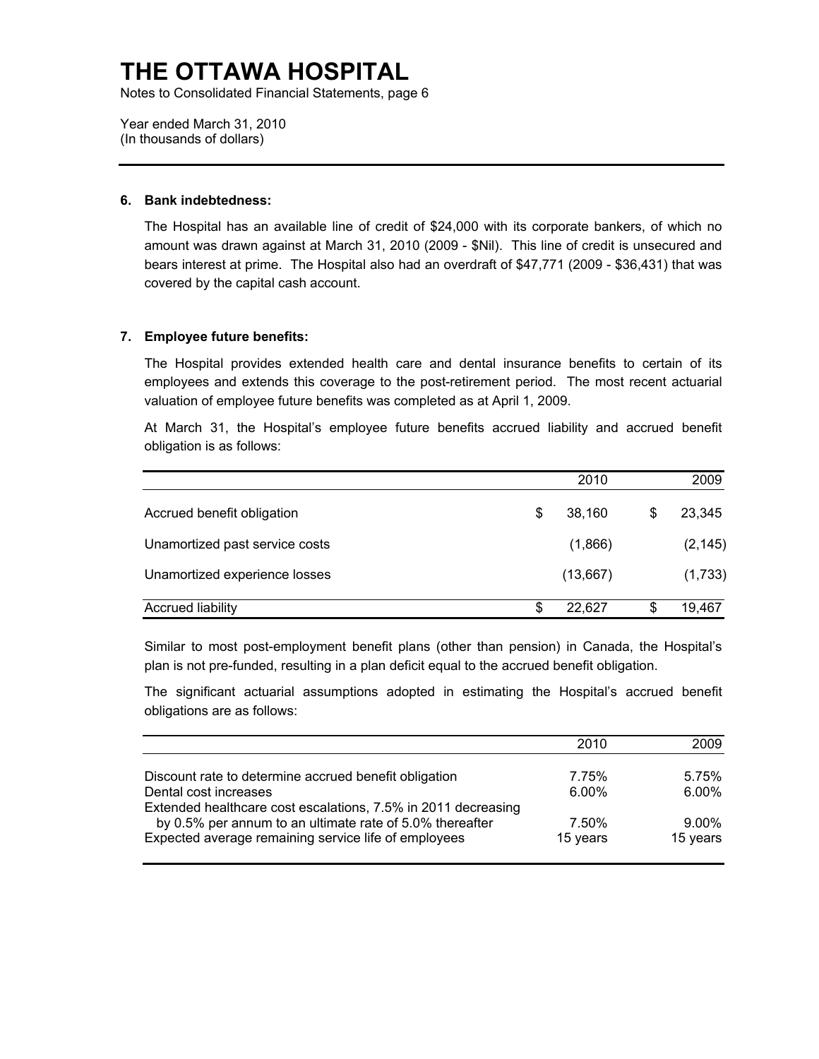# THE OTTAWA HOSPITAL

Notes to Consolidated Financial Statements, page 6

Year ended March 31, 2010
(In thousands of dollars)

## 6. Bank indebtedness:

The Hospital has an available line of credit of $24,000 with its corporate bankers, of which no amount was drawn against at March 31, 2010 (2009 - $Nil). This line of credit is unsecured and bears interest at prime. The Hospital also had an overdraft of $47,771 (2009 - $36,431) that was covered by the capital cash account.

## 7. Employee future benefits:

The Hospital provides extended health care and dental insurance benefits to certain of its employees and extends this coverage to the post-retirement period. The most recent actuarial valuation of employee future benefits was completed as at April 1, 2009.

At March 31, the Hospital's employee future benefits accrued liability and accrued benefit obligation is as follows:

| | 2010 | 2009 |
|---|---|---|
| Accrued benefit obligation | $ 38,160 | $ 23,345 |
| Unamortized past service costs | (1,866) | (2,145) |
| Unamortized experience losses | (13,667) | (1,733) |
| Accrued liability | $ 22,627 | $ 19,467 |

Similar to most post-employment benefit plans (other than pension) in Canada, the Hospital's plan is not pre-funded, resulting in a plan deficit equal to the accrued benefit obligation.

The significant actuarial assumptions adopted in estimating the Hospital's accrued benefit obligations are as follows:

| | 2010 | 2009 |
|---|---|---|
| Discount rate to determine accrued benefit obligation | 7.75% | 5.75% |
| Dental cost increases | 6.00% | 6.00% |
| Extended healthcare cost escalations, 7.5% in 2011 decreasing by 0.5% per annum to an ultimate rate of 5.0% thereafter | 7.50% | 9.00% |
| Expected average remaining service life of employees | 15 years | 15 years |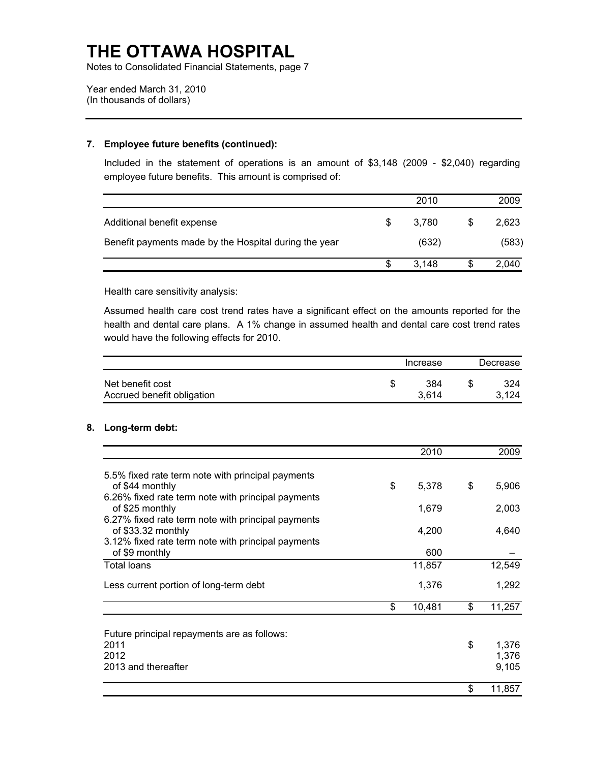# THE OTTAWA HOSPITAL

Notes to Consolidated Financial Statements, page 7

Year ended March 31, 2010
(In thousands of dollars)

---

## 7. Employee future benefits (continued):

Included in the statement of operations is an amount of $3,148 (2009 - $2,040) regarding employee future benefits. This amount is comprised of:

| | 2010 | 2009 |
|---|---|---|
| Additional benefit expense | $ 3,780 | $ 2,623 |
| Benefit payments made by the Hospital during the year | (632) | (583) |
| | $ 3,148 | $ 2,040 |

Health care sensitivity analysis:

Assumed health care cost trend rates have a significant effect on the amounts reported for the health and dental care plans. A 1% change in assumed health and dental care cost trend rates would have the following effects for 2010.

| | Increase | Decrease |
|---|---|---|
| Net benefit cost | $ 384 | $ 324 |
| Accrued benefit obligation | 3,614 | 3,124 |

## 8. Long-term debt:

| | 2010 | 2009 |
|---|---|---|
| 5.5% fixed rate term note with principal payments of $44 monthly | $ 5,378 | $ 5,906 |
| 6.26% fixed rate term note with principal payments of $25 monthly | 1,679 | 2,003 |
| 6.27% fixed rate term note with principal payments of $33.32 monthly | 4,200 | 4,640 |
| 3.12% fixed rate term note with principal payments of $9 monthly | 600 | – |
| Total loans | 11,857 | 12,549 |
| Less current portion of long-term debt | 1,376 | 1,292 |
| | $ 10,481 | $ 11,257 |

Future principal repayments are as follows:

| | |
|---|---|
| 2011 | $ 1,376 |
| 2012 | 1,376 |
| 2013 and thereafter | 9,105 |
| | $ 11,857 |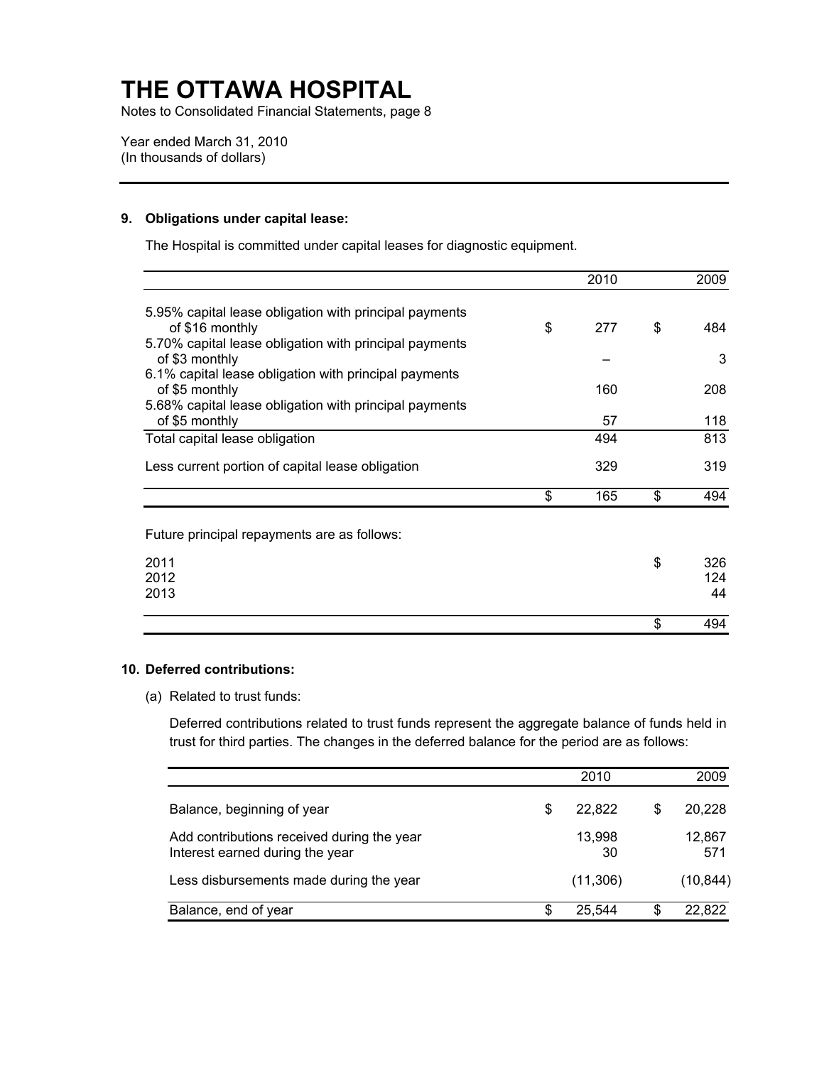# THE OTTAWA HOSPITAL

Notes to Consolidated Financial Statements, page 8

Year ended March 31, 2010
(In thousands of dollars)

## 9. Obligations under capital lease:

The Hospital is committed under capital leases for diagnostic equipment.

| | 2010 | 2009 |
|---|---|---|
| 5.95% capital lease obligation with principal payments of $16 monthly | $ 277 | $ 484 |
| 5.70% capital lease obligation with principal payments of $3 monthly | – | 3 |
| 6.1% capital lease obligation with principal payments of $5 monthly | 160 | 208 |
| 5.68% capital lease obligation with principal payments of $5 monthly | 57 | 118 |
| Total capital lease obligation | 494 | 813 |
| Less current portion of capital lease obligation | 329 | 319 |
| | $ 165 | $ 494 |

Future principal repayments are as follows:

| | |
|---|---|
| 2011 | $ 326 |
| 2012 | 124 |
| 2013 | 44 |
| | $ 494 |

## 10. Deferred contributions:

(a) Related to trust funds:

Deferred contributions related to trust funds represent the aggregate balance of funds held in trust for third parties. The changes in the deferred balance for the period are as follows:

| | 2010 | 2009 |
|---|---|---|
| Balance, beginning of year | $ 22,822 | $ 20,228 |
| Add contributions received during the year | 13,998 | 12,867 |
| Interest earned during the year | 30 | 571 |
| Less disbursements made during the year | (11,306) | (10,844) |
| Balance, end of year | $ 25,544 | $ 22,822 |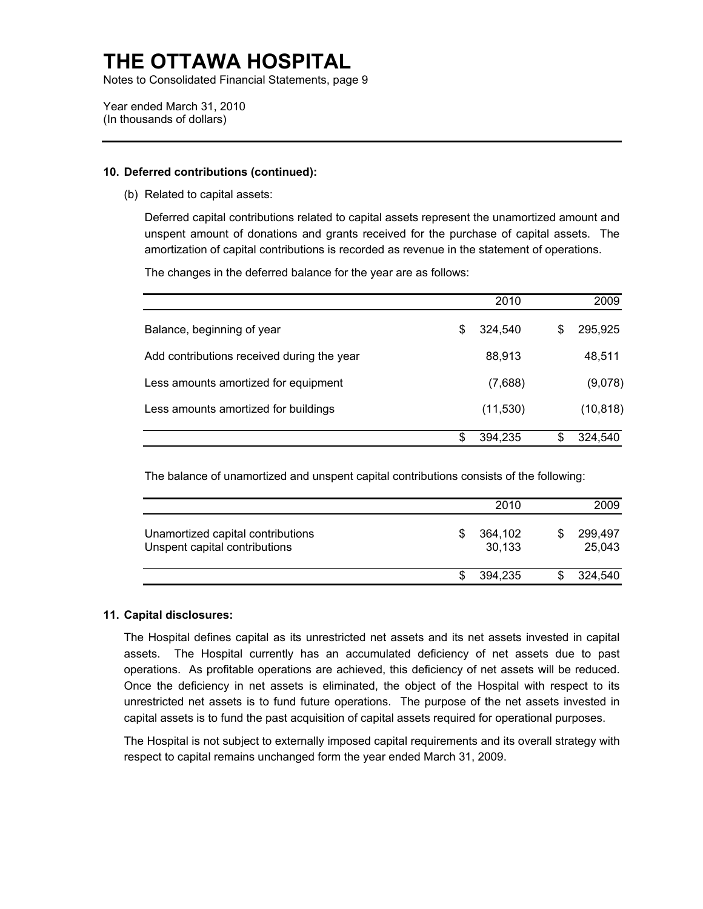# THE OTTAWA HOSPITAL

Notes to Consolidated Financial Statements, page 9

Year ended March 31, 2010
(In thousands of dollars)

---

**10. Deferred contributions (continued):**

(b) Related to capital assets:

Deferred capital contributions related to capital assets represent the unamortized amount and unspent amount of donations and grants received for the purchase of capital assets. The amortization of capital contributions is recorded as revenue in the statement of operations.

The changes in the deferred balance for the year are as follows:

| | 2010 | 2009 |
|---|---|---|
| Balance, beginning of year | $ 324,540 | $ 295,925 |
| Add contributions received during the year | 88,913 | 48,511 |
| Less amounts amortized for equipment | (7,688) | (9,078) |
| Less amounts amortized for buildings | (11,530) | (10,818) |
| | $ 394,235 | $ 324,540 |

The balance of unamortized and unspent capital contributions consists of the following:

| | 2010 | 2009 |
|---|---|---|
| Unamortized capital contributions | $ 364,102 | $ 299,497 |
| Unspent capital contributions | 30,133 | 25,043 |
| | $ 394,235 | $ 324,540 |

**11. Capital disclosures:**

The Hospital defines capital as its unrestricted net assets and its net assets invested in capital assets. The Hospital currently has an accumulated deficiency of net assets due to past operations. As profitable operations are achieved, this deficiency of net assets will be reduced. Once the deficiency in net assets is eliminated, the object of the Hospital with respect to its unrestricted net assets is to fund future operations. The purpose of the net assets invested in capital assets is to fund the past acquisition of capital assets required for operational purposes.

The Hospital is not subject to externally imposed capital requirements and its overall strategy with respect to capital remains unchanged form the year ended March 31, 2009.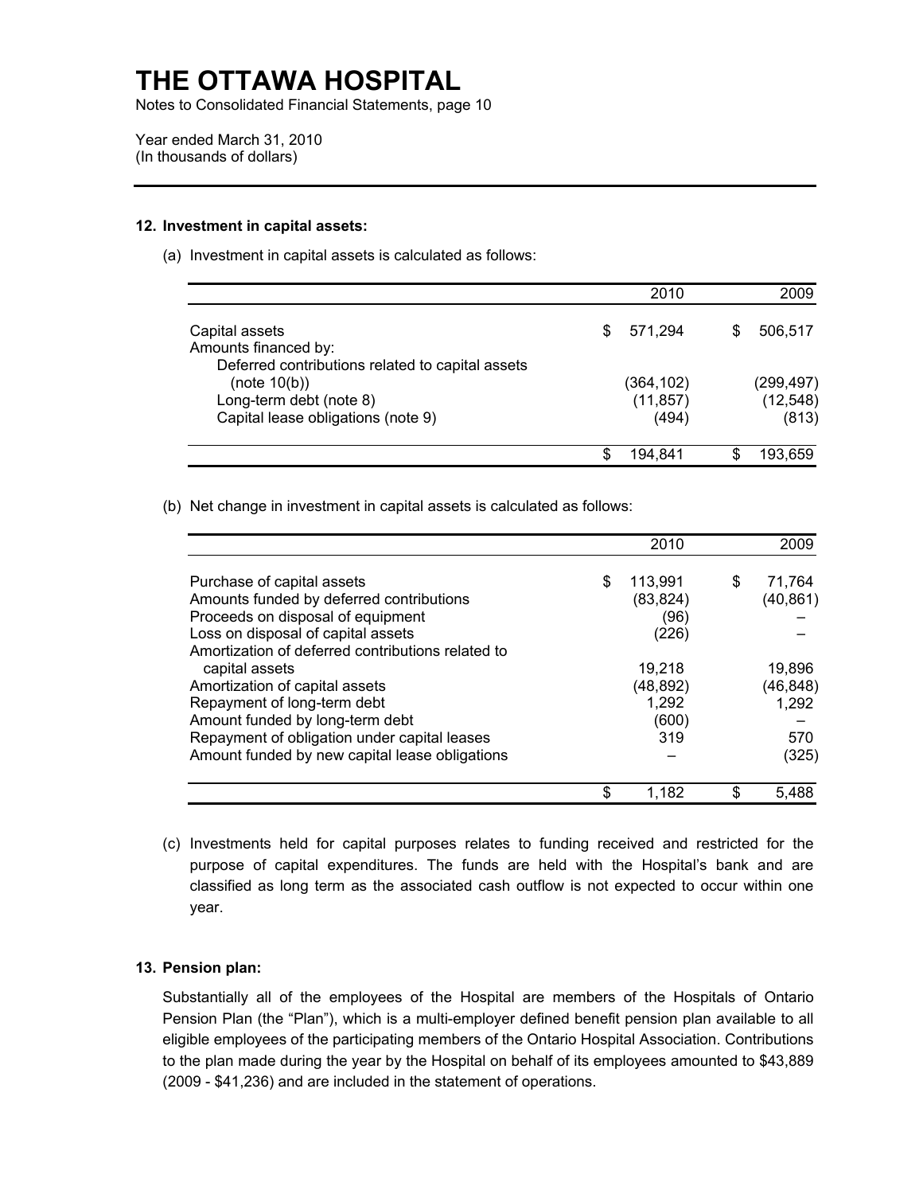# THE OTTAWA HOSPITAL

Notes to Consolidated Financial Statements, page 10

Year ended March 31, 2010
(In thousands of dollars)

## 12. Investment in capital assets:

(a) Investment in capital assets is calculated as follows:

| | 2010 | 2009 |
|---|---|---|
| Capital assets | $ 571,294 | $ 506,517 |
| Amounts financed by: | | |
| Deferred contributions related to capital assets (note 10(b)) | (364,102) | (299,497) |
| Long-term debt (note 8) | (11,857) | (12,548) |
| Capital lease obligations (note 9) | (494) | (813) |
| | $ 194,841 | $ 193,659 |

(b) Net change in investment in capital assets is calculated as follows:

| | 2010 | 2009 |
|---|---|---|
| Purchase of capital assets | $ 113,991 | $ 71,764 |
| Amounts funded by deferred contributions | (83,824) | (40,861) |
| Proceeds on disposal of equipment | (96) | – |
| Loss on disposal of capital assets | (226) | – |
| Amortization of deferred contributions related to capital assets | 19,218 | 19,896 |
| Amortization of capital assets | (48,892) | (46,848) |
| Repayment of long-term debt | 1,292 | 1,292 |
| Amount funded by long-term debt | (600) | – |
| Repayment of obligation under capital leases | 319 | 570 |
| Amount funded by new capital lease obligations | – | (325) |
| | $ 1,182 | $ 5,488 |

(c) Investments held for capital purposes relates to funding received and restricted for the purpose of capital expenditures. The funds are held with the Hospital's bank and are classified as long term as the associated cash outflow is not expected to occur within one year.

## 13. Pension plan:

Substantially all of the employees of the Hospital are members of the Hospitals of Ontario Pension Plan (the "Plan"), which is a multi-employer defined benefit pension plan available to all eligible employees of the participating members of the Ontario Hospital Association. Contributions to the plan made during the year by the Hospital on behalf of its employees amounted to $43,889 (2009 - $41,236) and are included in the statement of operations.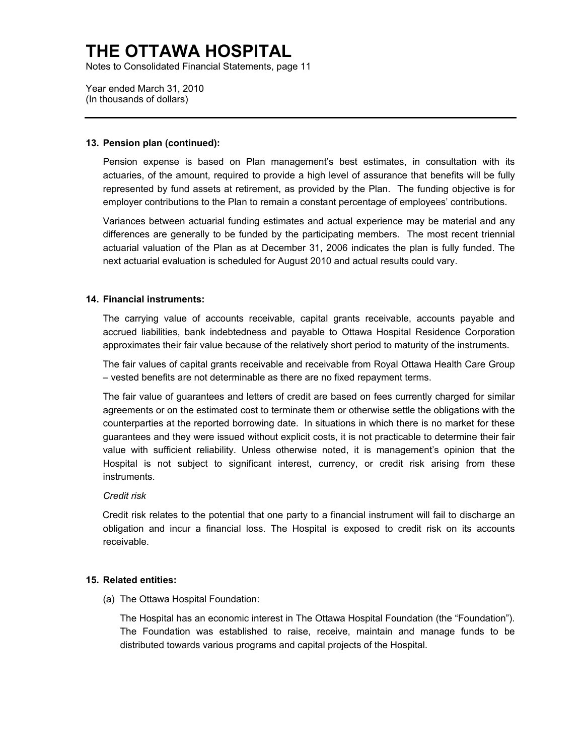# THE OTTAWA HOSPITAL

Notes to Consolidated Financial Statements, page 11

Year ended March 31, 2010
(In thousands of dollars)

---

**13. Pension plan (continued):**

Pension expense is based on Plan management's best estimates, in consultation with its actuaries, of the amount, required to provide a high level of assurance that benefits will be fully represented by fund assets at retirement, as provided by the Plan. The funding objective is for employer contributions to the Plan to remain a constant percentage of employees' contributions.

Variances between actuarial funding estimates and actual experience may be material and any differences are generally to be funded by the participating members. The most recent triennial actuarial valuation of the Plan as at December 31, 2006 indicates the plan is fully funded. The next actuarial evaluation is scheduled for August 2010 and actual results could vary.

**14. Financial instruments:**

The carrying value of accounts receivable, capital grants receivable, accounts payable and accrued liabilities, bank indebtedness and payable to Ottawa Hospital Residence Corporation approximates their fair value because of the relatively short period to maturity of the instruments.

The fair values of capital grants receivable and receivable from Royal Ottawa Health Care Group – vested benefits are not determinable as there are no fixed repayment terms.

The fair value of guarantees and letters of credit are based on fees currently charged for similar agreements or on the estimated cost to terminate them or otherwise settle the obligations with the counterparties at the reported borrowing date. In situations in which there is no market for these guarantees and they were issued without explicit costs, it is not practicable to determine their fair value with sufficient reliability. Unless otherwise noted, it is management's opinion that the Hospital is not subject to significant interest, currency, or credit risk arising from these instruments.

*Credit risk*

Credit risk relates to the potential that one party to a financial instrument will fail to discharge an obligation and incur a financial loss. The Hospital is exposed to credit risk on its accounts receivable.

**15. Related entities:**

(a) The Ottawa Hospital Foundation:

The Hospital has an economic interest in The Ottawa Hospital Foundation (the "Foundation"). The Foundation was established to raise, receive, maintain and manage funds to be distributed towards various programs and capital projects of the Hospital.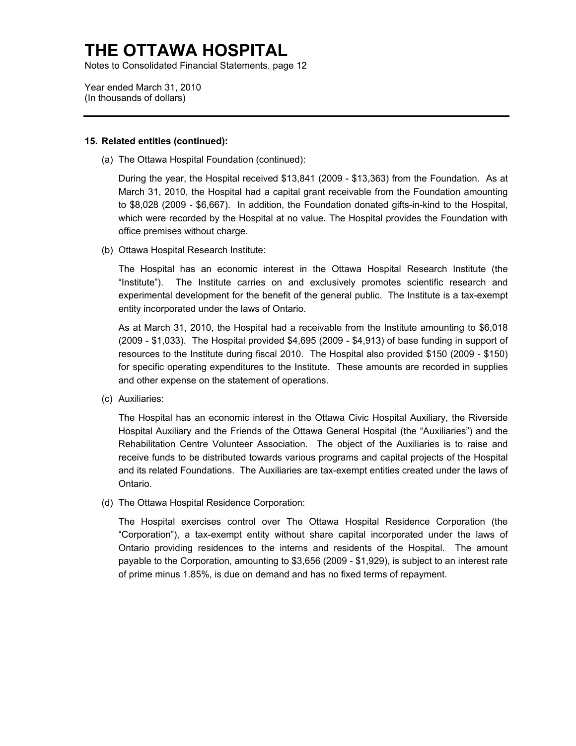# THE OTTAWA HOSPITAL

Notes to Consolidated Financial Statements, page 12

Year ended March 31, 2010
(In thousands of dollars)

---

**15. Related entities (continued):**

(a) The Ottawa Hospital Foundation (continued):

During the year, the Hospital received $13,841 (2009 - $13,363) from the Foundation. As at March 31, 2010, the Hospital had a capital grant receivable from the Foundation amounting to $8,028 (2009 - $6,667). In addition, the Foundation donated gifts-in-kind to the Hospital, which were recorded by the Hospital at no value. The Hospital provides the Foundation with office premises without charge.

(b) Ottawa Hospital Research Institute:

The Hospital has an economic interest in the Ottawa Hospital Research Institute (the "Institute"). The Institute carries on and exclusively promotes scientific research and experimental development for the benefit of the general public. The Institute is a tax-exempt entity incorporated under the laws of Ontario.

As at March 31, 2010, the Hospital had a receivable from the Institute amounting to $6,018 (2009 - $1,033). The Hospital provided $4,695 (2009 - $4,913) of base funding in support of resources to the Institute during fiscal 2010. The Hospital also provided $150 (2009 - $150) for specific operating expenditures to the Institute. These amounts are recorded in supplies and other expense on the statement of operations.

(c) Auxiliaries:

The Hospital has an economic interest in the Ottawa Civic Hospital Auxiliary, the Riverside Hospital Auxiliary and the Friends of the Ottawa General Hospital (the "Auxiliaries") and the Rehabilitation Centre Volunteer Association. The object of the Auxiliaries is to raise and receive funds to be distributed towards various programs and capital projects of the Hospital and its related Foundations. The Auxiliaries are tax-exempt entities created under the laws of Ontario.

(d) The Ottawa Hospital Residence Corporation:

The Hospital exercises control over The Ottawa Hospital Residence Corporation (the "Corporation"), a tax-exempt entity without share capital incorporated under the laws of Ontario providing residences to the interns and residents of the Hospital. The amount payable to the Corporation, amounting to $3,656 (2009 - $1,929), is subject to an interest rate of prime minus 1.85%, is due on demand and has no fixed terms of repayment.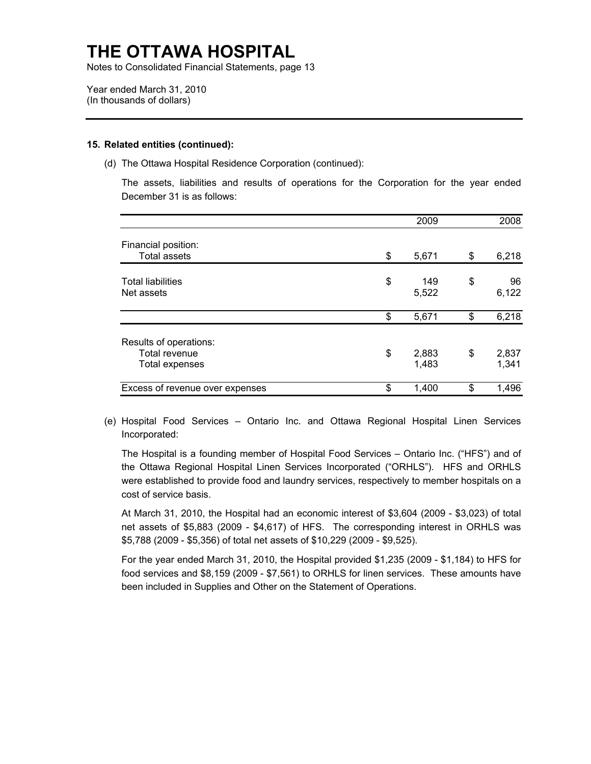# THE OTTAWA HOSPITAL

Notes to Consolidated Financial Statements, page 13

Year ended March 31, 2010
(In thousands of dollars)

**15. Related entities (continued):**

(d) The Ottawa Hospital Residence Corporation (continued):

The assets, liabilities and results of operations for the Corporation for the year ended December 31 is as follows:

| | 2009 | 2008 |
|---|---|---|
| Financial position: | | |
| Total assets | $ 5,671 | $ 6,218 |
| Total liabilities | $ 149 | $ 96 |
| Net assets | 5,522 | 6,122 |
| | $ 5,671 | $ 6,218 |
| Results of operations: | | |
| Total revenue | $ 2,883 | $ 2,837 |
| Total expenses | 1,483 | 1,341 |
| Excess of revenue over expenses | $ 1,400 | $ 1,496 |

(e) Hospital Food Services – Ontario Inc. and Ottawa Regional Hospital Linen Services Incorporated:

The Hospital is a founding member of Hospital Food Services – Ontario Inc. ("HFS") and of the Ottawa Regional Hospital Linen Services Incorporated ("ORHLS"). HFS and ORHLS were established to provide food and laundry services, respectively to member hospitals on a cost of service basis.

At March 31, 2010, the Hospital had an economic interest of $3,604 (2009 - $3,023) of total net assets of $5,883 (2009 - $4,617) of HFS. The corresponding interest in ORHLS was $5,788 (2009 - $5,356) of total net assets of $10,229 (2009 - $9,525).

For the year ended March 31, 2010, the Hospital provided $1,235 (2009 - $1,184) to HFS for food services and $8,159 (2009 - $7,561) to ORHLS for linen services. These amounts have been included in Supplies and Other on the Statement of Operations.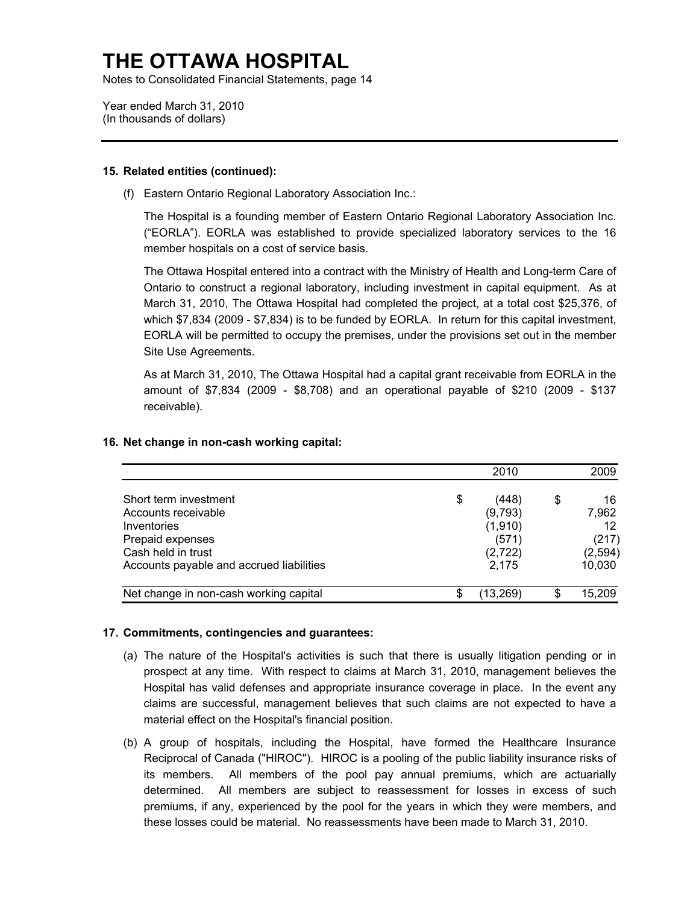# THE OTTAWA HOSPITAL

Notes to Consolidated Financial Statements, page 14

Year ended March 31, 2010
(In thousands of dollars)

---

**15. Related entities (continued):**

(f) Eastern Ontario Regional Laboratory Association Inc.:

The Hospital is a founding member of Eastern Ontario Regional Laboratory Association Inc. ("EORLA"). EORLA was established to provide specialized laboratory services to the 16 member hospitals on a cost of service basis.

The Ottawa Hospital entered into a contract with the Ministry of Health and Long-term Care of Ontario to construct a regional laboratory, including investment in capital equipment. As at March 31, 2010, The Ottawa Hospital had completed the project, at a total cost $25,376, of which $7,834 (2009 - $7,834) is to be funded by EORLA. In return for this capital investment, EORLA will be permitted to occupy the premises, under the provisions set out in the member Site Use Agreements.

As at March 31, 2010, The Ottawa Hospital had a capital grant receivable from EORLA in the amount of $7,834 (2009 - $8,708) and an operational payable of $210 (2009 - $137 receivable).

**16. Net change in non-cash working capital:**

| | 2010 | 2009 |
|---|---|---|
| Short term investment | $ (448) | $ 16 |
| Accounts receivable | (9,793) | 7,962 |
| Inventories | (1,910) | 12 |
| Prepaid expenses | (571) | (217) |
| Cash held in trust | (2,722) | (2,594) |
| Accounts payable and accrued liabilities | 2,175 | 10,030 |
| Net change in non-cash working capital | $ (13,269) | $ 15,209 |

**17. Commitments, contingencies and guarantees:**

(a) The nature of the Hospital's activities is such that there is usually litigation pending or in prospect at any time. With respect to claims at March 31, 2010, management believes the Hospital has valid defenses and appropriate insurance coverage in place. In the event any claims are successful, management believes that such claims are not expected to have a material effect on the Hospital's financial position.

(b) A group of hospitals, including the Hospital, have formed the Healthcare Insurance Reciprocal of Canada ("HIROC"). HIROC is a pooling of the public liability insurance risks of its members. All members of the pool pay annual premiums, which are actuarially determined. All members are subject to reassessment for losses in excess of such premiums, if any, experienced by the pool for the years in which they were members, and these losses could be material. No reassessments have been made to March 31, 2010.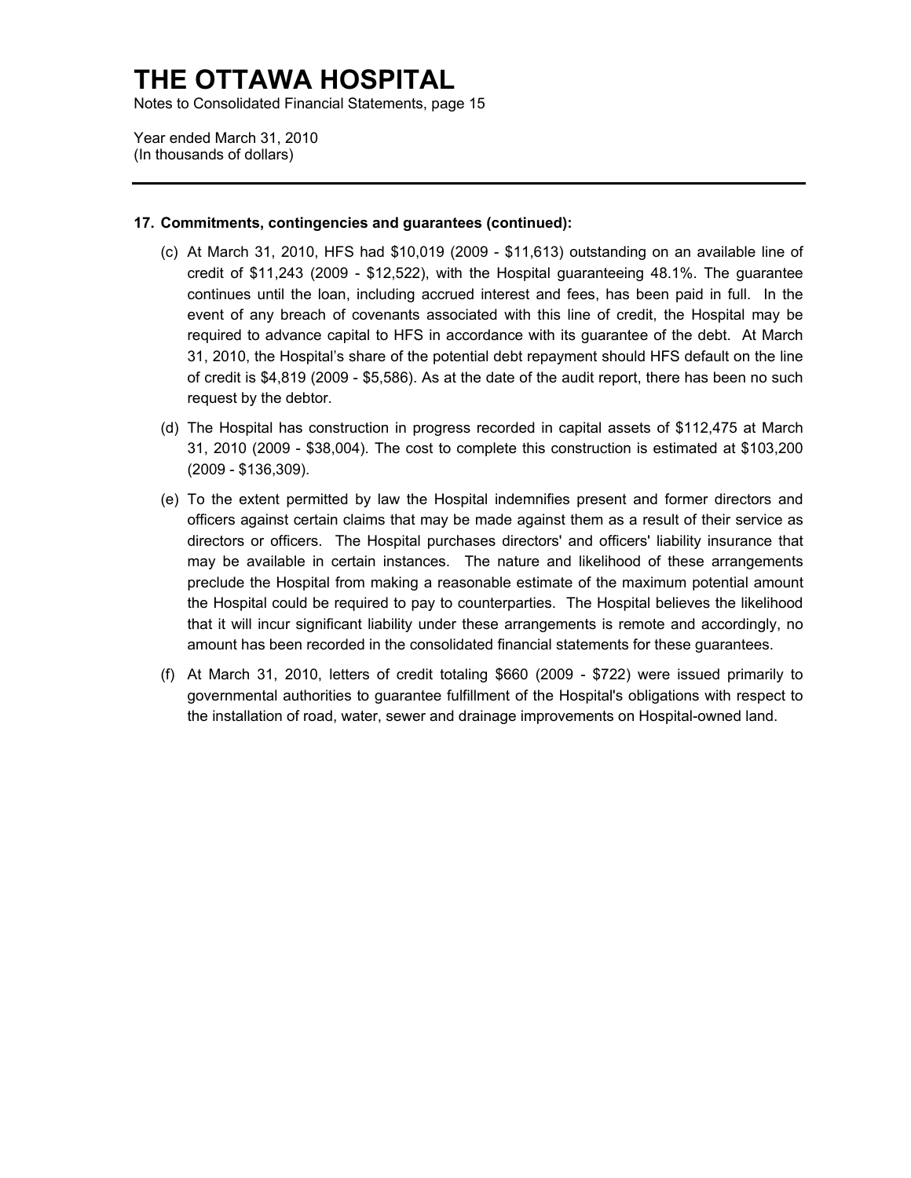### 17. Commitments, contingencies and guarantees (continued):

(c) At March 31, 2010, HFS had $10,019 (2009 - $11,613) outstanding on an available line of credit of $11,243 (2009 - $12,522), with the Hospital guaranteeing 48.1%. The guarantee continues until the loan, including accrued interest and fees, has been paid in full. In the event of any breach of covenants associated with this line of credit, the Hospital may be required to advance capital to HFS in accordance with its guarantee of the debt. At March 31, 2010, the Hospital's share of the potential debt repayment should HFS default on the line of credit is $4,819 (2009 - $5,586). As at the date of the audit report, there has been no such request by the debtor.

(d) The Hospital has construction in progress recorded in capital assets of $112,475 at March 31, 2010 (2009 - $38,004). The cost to complete this construction is estimated at $103,200 (2009 - $136,309).

(e) To the extent permitted by law the Hospital indemnifies present and former directors and officers against certain claims that may be made against them as a result of their service as directors or officers. The Hospital purchases directors' and officers' liability insurance that may be available in certain instances. The nature and likelihood of these arrangements preclude the Hospital from making a reasonable estimate of the maximum potential amount the Hospital could be required to pay to counterparties. The Hospital believes the likelihood that it will incur significant liability under these arrangements is remote and accordingly, no amount has been recorded in the consolidated financial statements for these guarantees.

(f) At March 31, 2010, letters of credit totaling $660 (2009 - $722) were issued primarily to governmental authorities to guarantee fulfillment of the Hospital's obligations with respect to the installation of road, water, sewer and drainage improvements on Hospital-owned land.